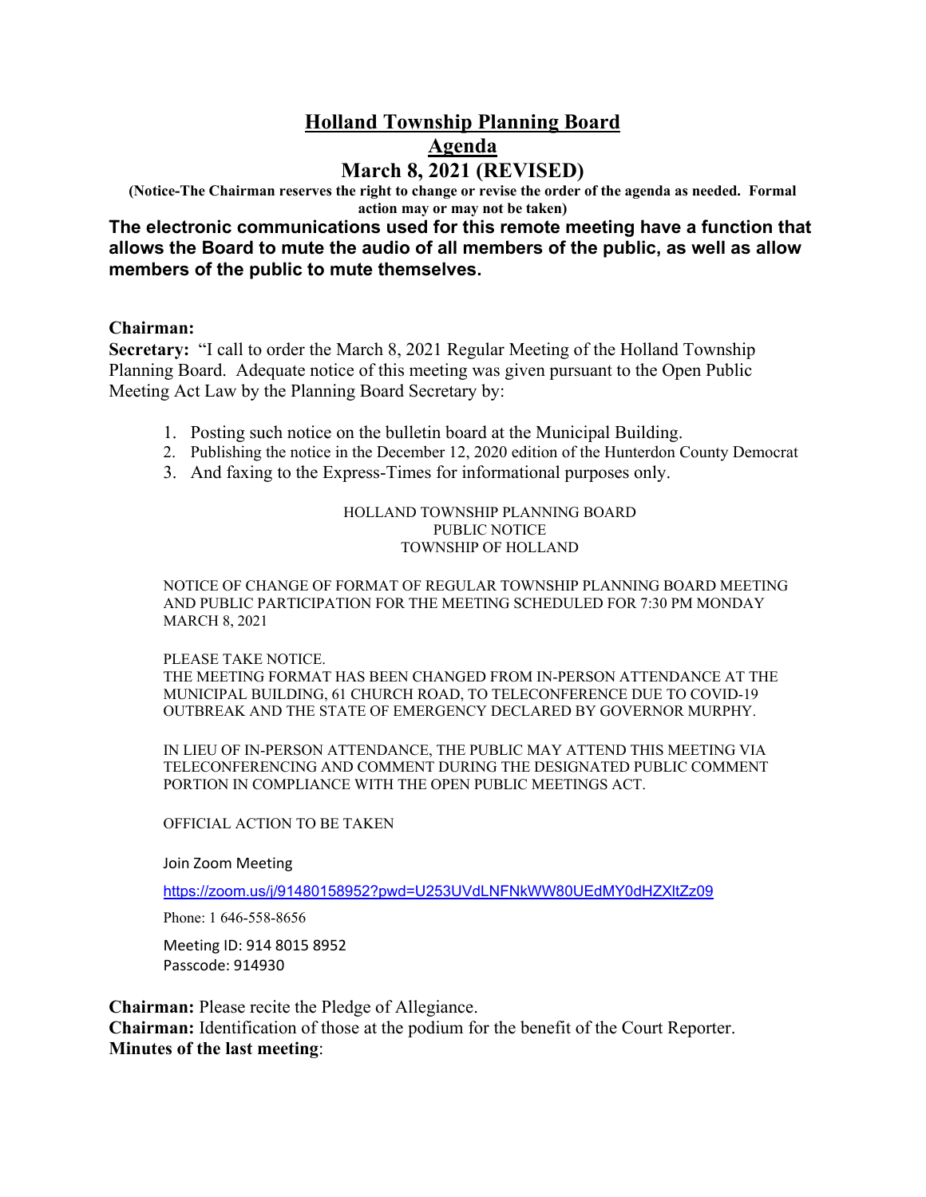# Holland Township Planning Board

## Agenda

## March 8, 2021 (REVISED)

**(Notice-The Chairman reserves the right to change or revise the order of the agenda as needed. Formal action may or may not be taken)**

**The electronic communications used for this remote meeting have a function that allows the Board to mute the audio of all members of the public, as well as allow members of the public to mute themselves.**

**Chairman:**
**Secretary:** "I call to order the March 8, 2021 Regular Meeting of the Holland Township Planning Board. Adequate notice of this meeting was given pursuant to the Open Public Meeting Act Law by the Planning Board Secretary by:

1. Posting such notice on the bulletin board at the Municipal Building.
2. Publishing the notice in the December 12, 2020 edition of the Hunterdon County Democrat
3. And faxing to the Express-Times for informational purposes only.

HOLLAND TOWNSHIP PLANNING BOARD
PUBLIC NOTICE
TOWNSHIP OF HOLLAND

NOTICE OF CHANGE OF FORMAT OF REGULAR TOWNSHIP PLANNING BOARD MEETING AND PUBLIC PARTICIPATION FOR THE MEETING SCHEDULED FOR 7:30 PM MONDAY MARCH 8, 2021

PLEASE TAKE NOTICE.
THE MEETING FORMAT HAS BEEN CHANGED FROM IN-PERSON ATTENDANCE AT THE MUNICIPAL BUILDING, 61 CHURCH ROAD, TO TELECONFERENCE DUE TO COVID-19 OUTBREAK AND THE STATE OF EMERGENCY DECLARED BY GOVERNOR MURPHY.

IN LIEU OF IN-PERSON ATTENDANCE, THE PUBLIC MAY ATTEND THIS MEETING VIA TELECONFERENCING AND COMMENT DURING THE DESIGNATED PUBLIC COMMENT PORTION IN COMPLIANCE WITH THE OPEN PUBLIC MEETINGS ACT.

OFFICIAL ACTION TO BE TAKEN

Join Zoom Meeting

https://zoom.us/j/91480158952?pwd=U253UVdLNFNkWW80UEdMY0dHZXltZz09

Phone: 1 646-558-8656

Meeting ID: 914 8015 8952
Passcode: 914930

**Chairman:** Please recite the Pledge of Allegiance.
**Chairman:** Identification of those at the podium for the benefit of the Court Reporter.
**Minutes of the last meeting**: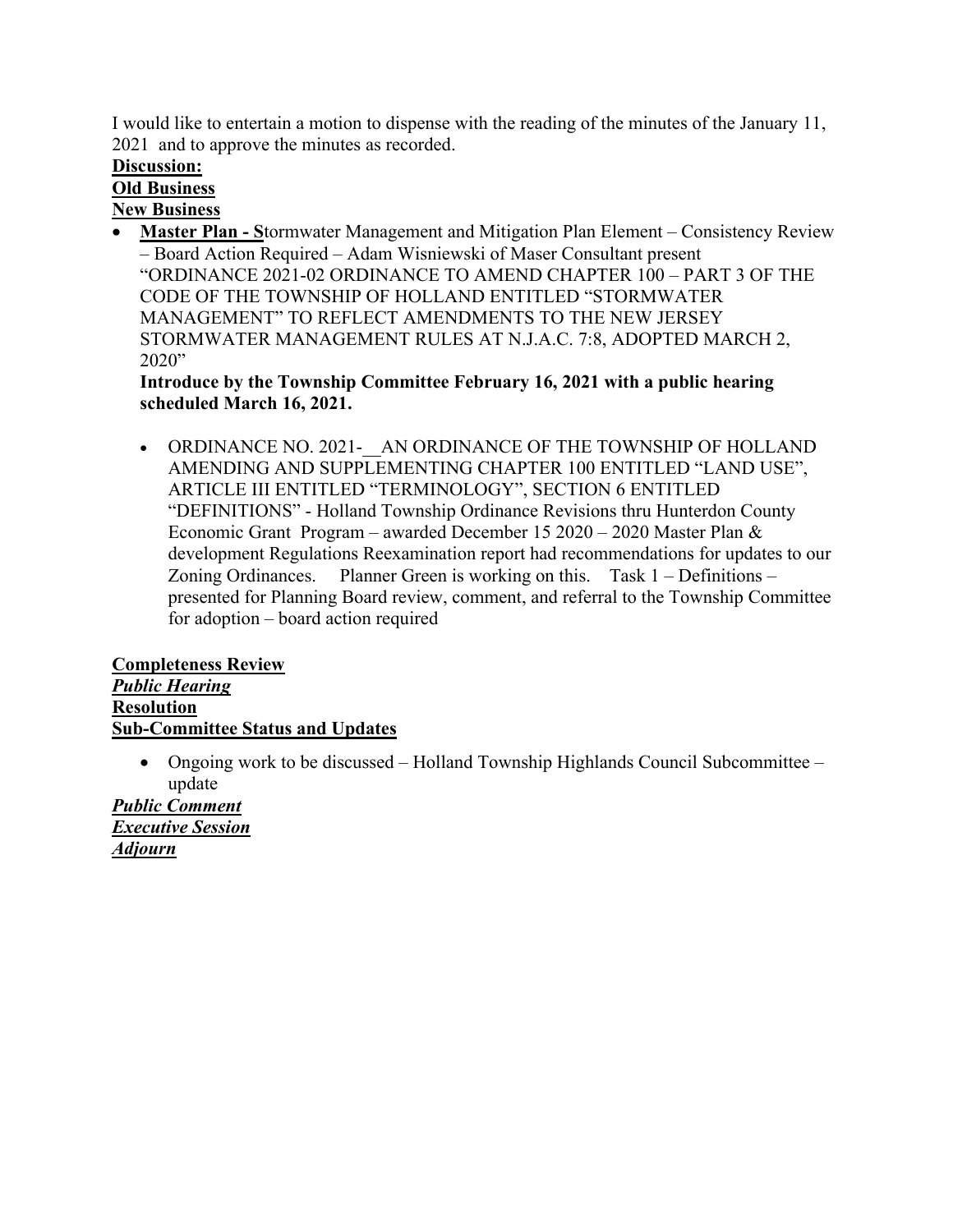I would like to entertain a motion to dispense with the reading of the minutes of the January 11, 2021 and to approve the minutes as recorded.

**Discussion:**

**Old Business**

**New Business**

- **Master Plan - S**tormwater Management and Mitigation Plan Element – Consistency Review – Board Action Required – Adam Wisniewski of Maser Consultant present "ORDINANCE 2021-02 ORDINANCE TO AMEND CHAPTER 100 – PART 3 OF THE CODE OF THE TOWNSHIP OF HOLLAND ENTITLED "STORMWATER MANAGEMENT" TO REFLECT AMENDMENTS TO THE NEW JERSEY STORMWATER MANAGEMENT RULES AT N.J.A.C. 7:8, ADOPTED MARCH 2, 2020"

  **Introduce by the Township Committee February 16, 2021 with a public hearing scheduled March 16, 2021.**

  - ORDINANCE NO. 2021-__AN ORDINANCE OF THE TOWNSHIP OF HOLLAND AMENDING AND SUPPLEMENTING CHAPTER 100 ENTITLED "LAND USE", ARTICLE III ENTITLED "TERMINOLOGY", SECTION 6 ENTITLED "DEFINITIONS" - Holland Township Ordinance Revisions thru Hunterdon County Economic Grant Program – awarded December 15 2020 – 2020 Master Plan & development Regulations Reexamination report had recommendations for updates to our Zoning Ordinances. Planner Green is working on this. Task 1 – Definitions – presented for Planning Board review, comment, and referral to the Township Committee for adoption – board action required

**Completeness Review**

***Public Hearing***

**Resolution**

**Sub-Committee Status and Updates**

- Ongoing work to be discussed – Holland Township Highlands Council Subcommittee – update

***Public Comment***

***Executive Session***

***Adjourn***